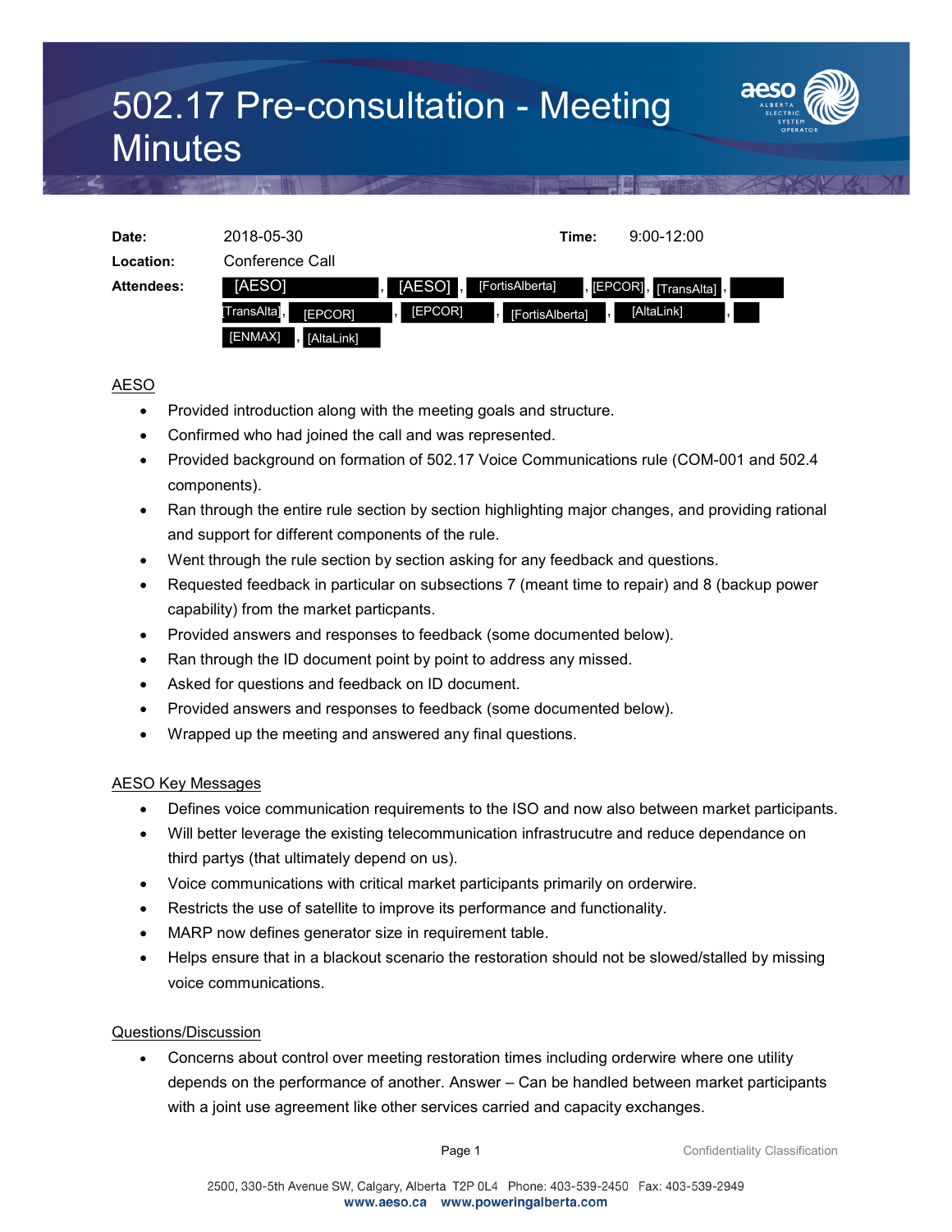# 502.17 Pre-consultation - Meeting Minutes

**Date:** 2018-05-30 **Time:** 9:00-12:00

**Location:** Conference Call

**Attendees:** [AESO], [AESO], [FortisAlberta], [EPCOR], [TransAlta], [TransAlta], [EPCOR], [EPCOR], [FortisAlberta], [AltaLink], [ENMAX], [AltaLink]

AESO

- Provided introduction along with the meeting goals and structure.
- Confirmed who had joined the call and was represented.
- Provided background on formation of 502.17 Voice Communications rule (COM-001 and 502.4 components).
- Ran through the entire rule section by section highlighting major changes, and providing rational and support for different components of the rule.
- Went through the rule section by section asking for any feedback and questions.
- Requested feedback in particular on subsections 7 (meant time to repair) and 8 (backup power capability) from the market particpants.
- Provided answers and responses to feedback (some documented below).
- Ran through the ID document point by point to address any missed.
- Asked for questions and feedback on ID document.
- Provided answers and responses to feedback (some documented below).
- Wrapped up the meeting and answered any final questions.

AESO Key Messages

- Defines voice communication requirements to the ISO and now also between market participants.
- Will better leverage the existing telecommunication infrastrucutre and reduce dependance on third partys (that ultimately depend on us).
- Voice communications with critical market participants primarily on orderwire.
- Restricts the use of satellite to improve its performance and functionality.
- MARP now defines generator size in requirement table.
- Helps ensure that in a blackout scenario the restoration should not be slowed/stalled by missing voice communications.

Questions/Discussion

- Concerns about control over meeting restoration times including orderwire where one utility depends on the performance of another. Answer – Can be handled between market participants with a joint use agreement like other services carried and capacity exchanges.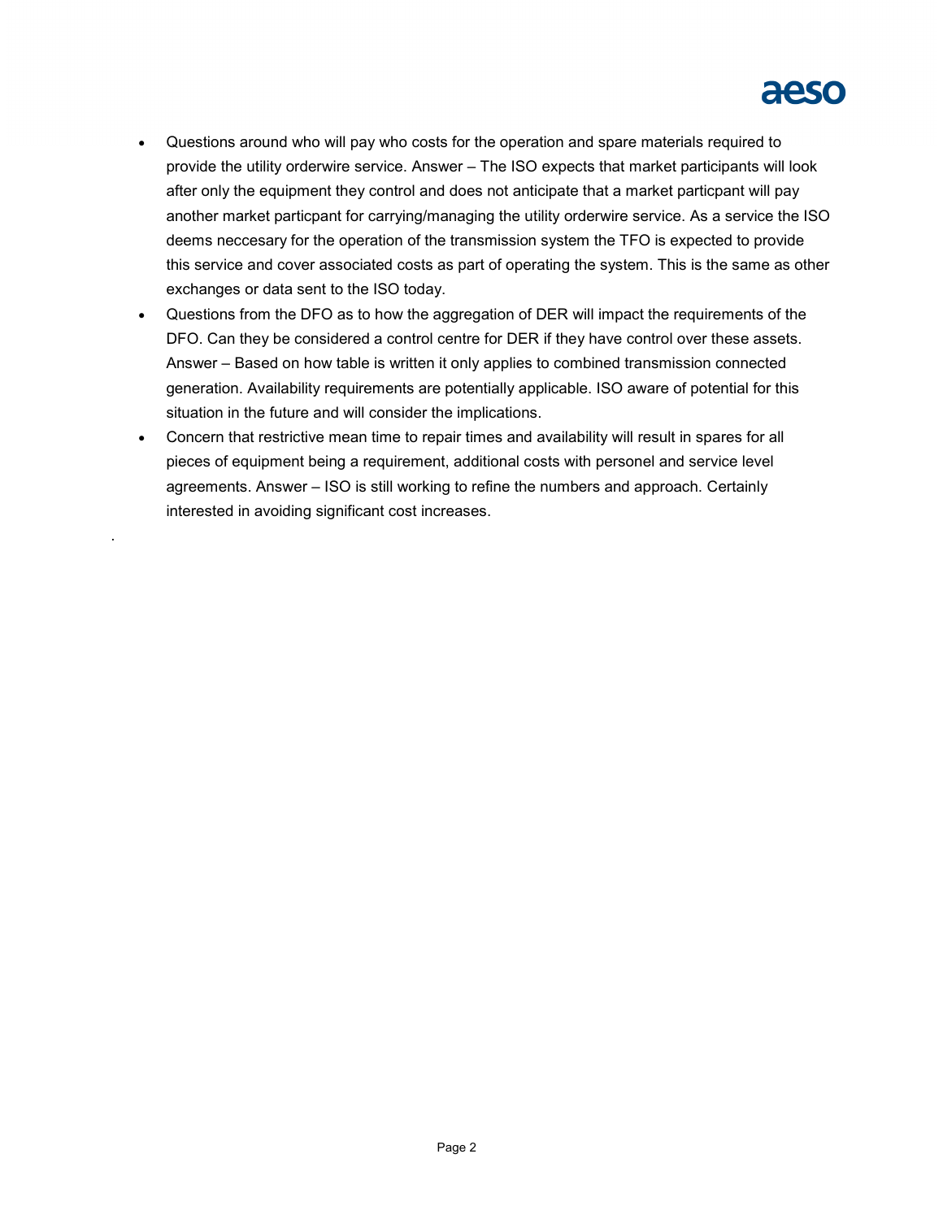- Questions around who will pay who costs for the operation and spare materials required to provide the utility orderwire service. Answer – The ISO expects that market participants will look after only the equipment they control and does not anticipate that a market particpant will pay another market particpant for carrying/managing the utility orderwire service. As a service the ISO deems neccesary for the operation of the transmission system the TFO is expected to provide this service and cover associated costs as part of operating the system. This is the same as other exchanges or data sent to the ISO today.
- Questions from the DFO as to how the aggregation of DER will impact the requirements of the DFO. Can they be considered a control centre for DER if they have control over these assets. Answer – Based on how table is written it only applies to combined transmission connected generation. Availability requirements are potentially applicable. ISO aware of potential for this situation in the future and will consider the implications.
- Concern that restrictive mean time to repair times and availability will result in spares for all pieces of equipment being a requirement, additional costs with personel and service level agreements. Answer – ISO is still working to refine the numbers and approach. Certainly interested in avoiding significant cost increases.

.